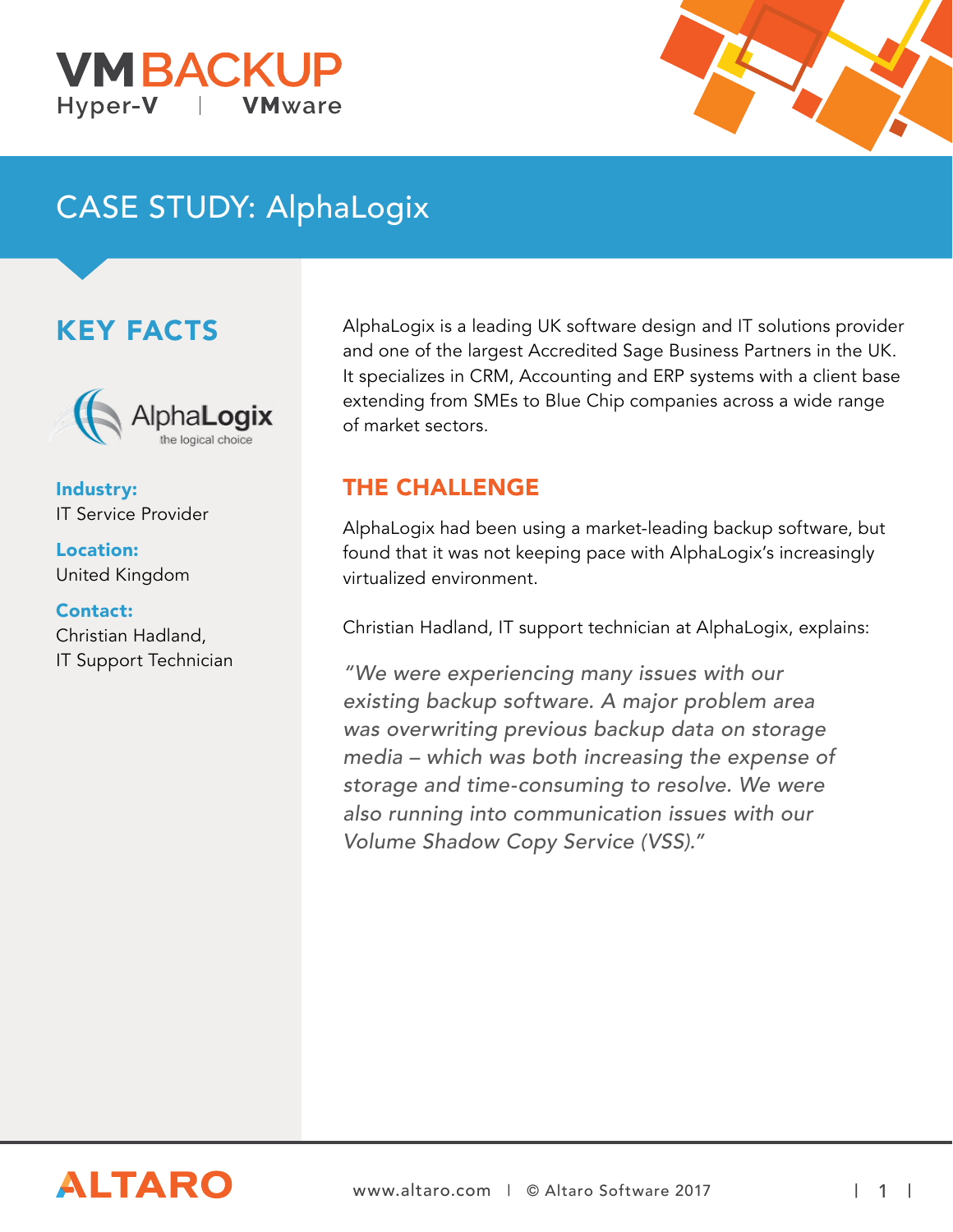VMBACKUP
Hyper-V | VMware

# CASE STUDY: AlphaLogix

## KEY FACTS

**Industry:**
IT Service Provider

**Location:**
United Kingdom

**Contact:**
Christian Hadland,
IT Support Technician

AlphaLogix is a leading UK software design and IT solutions provider and one of the largest Accredited Sage Business Partners in the UK. It specializes in CRM, Accounting and ERP systems with a client base extending from SMEs to Blue Chip companies across a wide range of market sectors.

## THE CHALLENGE

AlphaLogix had been using a market-leading backup software, but found that it was not keeping pace with AlphaLogix's increasingly virtualized environment.

Christian Hadland, IT support technician at AlphaLogix, explains:

*"We were experiencing many issues with our existing backup software. A major problem area was overwriting previous backup data on storage media – which was both increasing the expense of storage and time-consuming to resolve. We were also running into communication issues with our Volume Shadow Copy Service (VSS)."*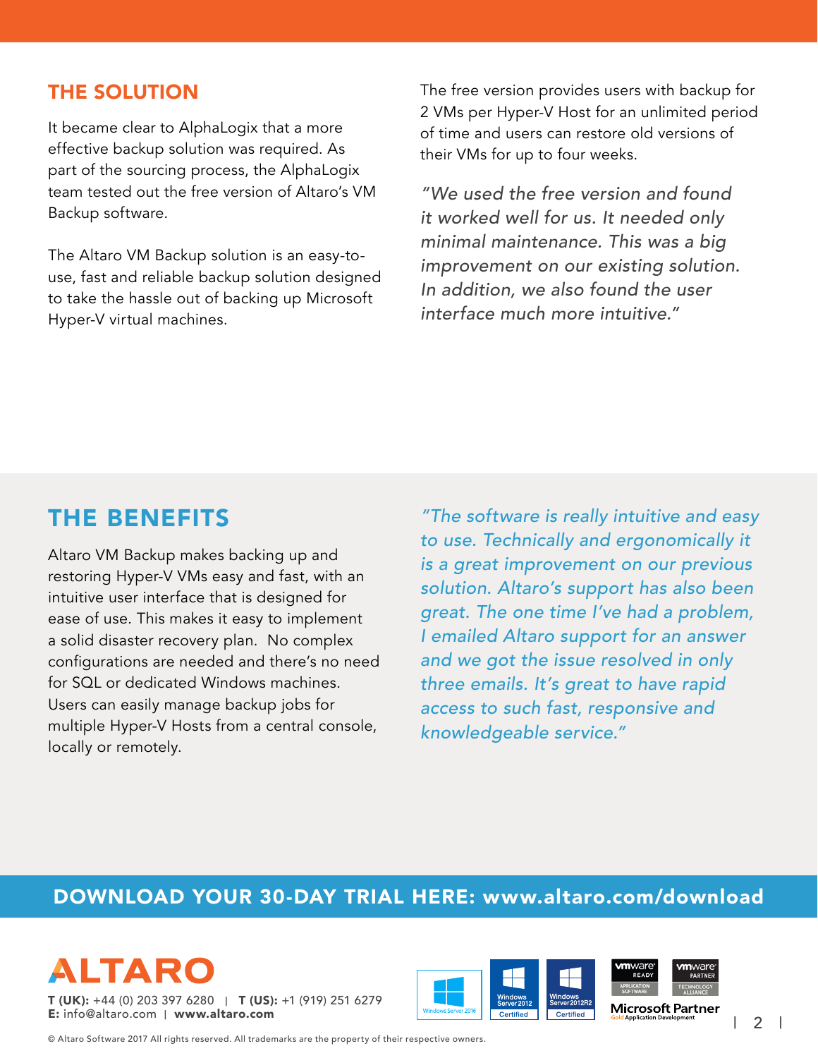## THE SOLUTION

It became clear to AlphaLogix that a more effective backup solution was required. As part of the sourcing process, the AlphaLogix team tested out the free version of Altaro's VM Backup software.

The Altaro VM Backup solution is an easy-to-use, fast and reliable backup solution designed to take the hassle out of backing up Microsoft Hyper-V virtual machines.

The free version provides users with backup for 2 VMs per Hyper-V Host for an unlimited period of time and users can restore old versions of their VMs for up to four weeks.

*"We used the free version and found it worked well for us. It needed only minimal maintenance. This was a big improvement on our existing solution. In addition, we also found the user interface much more intuitive."*

## THE BENEFITS

Altaro VM Backup makes backing up and restoring Hyper-V VMs easy and fast, with an intuitive user interface that is designed for ease of use. This makes it easy to implement a solid disaster recovery plan. No complex configurations are needed and there's no need for SQL or dedicated Windows machines. Users can easily manage backup jobs for multiple Hyper-V Hosts from a central console, locally or remotely.

*"The software is really intuitive and easy to use. Technically and ergonomically it is a great improvement on our previous solution. Altaro's support has also been great. The one time I've had a problem, I emailed Altaro support for an answer and we got the issue resolved in only three emails. It's great to have rapid access to such fast, responsive and knowledgeable service."*

**DOWNLOAD YOUR 30-DAY TRIAL HERE: www.altaro.com/download**

ALTARO

**T (UK):** +44 (0) 203 397 6280 | **T (US):** +1 (919) 251 6279
**E:** info@altaro.com | **www.altaro.com**

Windows Server 2016 | Windows Server 2012 Certified | Windows Server 2012R2 Certified | vmware READY APPLICATION SOFTWARE | vmware PARTNER TECHNOLOGY ALLIANCE | Microsoft Partner Gold Application Development

© Altaro Software 2017 All rights reserved. All trademarks are the property of their respective owners.